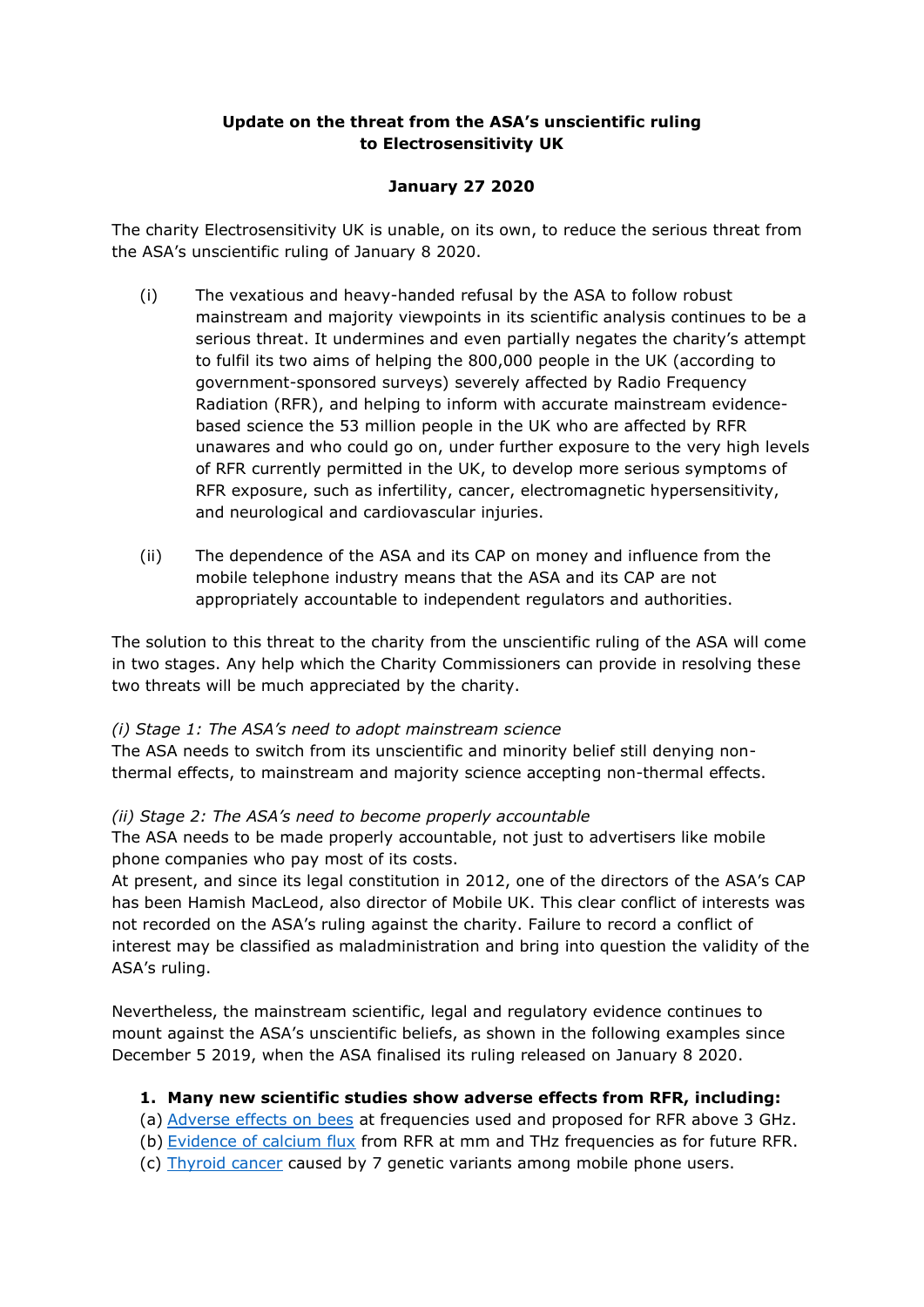**Update on the threat from the ASA's unscientific ruling to Electrosensitivity UK**

**January 27 2020**

The charity Electrosensitivity UK is unable, on its own, to reduce the serious threat from the ASA's unscientific ruling of January 8 2020.

(i) The vexatious and heavy-handed refusal by the ASA to follow robust mainstream and majority viewpoints in its scientific analysis continues to be a serious threat. It undermines and even partially negates the charity's attempt to fulfil its two aims of helping the 800,000 people in the UK (according to government-sponsored surveys) severely affected by Radio Frequency Radiation (RFR), and helping to inform with accurate mainstream evidence-based science the 53 million people in the UK who are affected by RFR unawares and who could go on, under further exposure to the very high levels of RFR currently permitted in the UK, to develop more serious symptoms of RFR exposure, such as infertility, cancer, electromagnetic hypersensitivity, and neurological and cardiovascular injuries.

(ii) The dependence of the ASA and its CAP on money and influence from the mobile telephone industry means that the ASA and its CAP are not appropriately accountable to independent regulators and authorities.

The solution to this threat to the charity from the unscientific ruling of the ASA will come in two stages. Any help which the Charity Commissioners can provide in resolving these two threats will be much appreciated by the charity.

*(i) Stage 1: The ASA's need to adopt mainstream science*
The ASA needs to switch from its unscientific and minority belief still denying non-thermal effects, to mainstream and majority science accepting non-thermal effects.

*(ii) Stage 2: The ASA's need to become properly accountable*
The ASA needs to be made properly accountable, not just to advertisers like mobile phone companies who pay most of its costs.
At present, and since its legal constitution in 2012, one of the directors of the ASA's CAP has been Hamish MacLeod, also director of Mobile UK. This clear conflict of interests was not recorded on the ASA's ruling against the charity. Failure to record a conflict of interest may be classified as maladministration and bring into question the validity of the ASA's ruling.

Nevertheless, the mainstream scientific, legal and regulatory evidence continues to mount against the ASA's unscientific beliefs, as shown in the following examples since December 5 2019, when the ASA finalised its ruling released on January 8 2020.

1. **Many new scientific studies show adverse effects from RFR, including:**

(a) Adverse effects on bees at frequencies used and proposed for RFR above 3 GHz.
(b) Evidence of calcium flux from RFR at mm and THz frequencies as for future RFR.
(c) Thyroid cancer caused by 7 genetic variants among mobile phone users.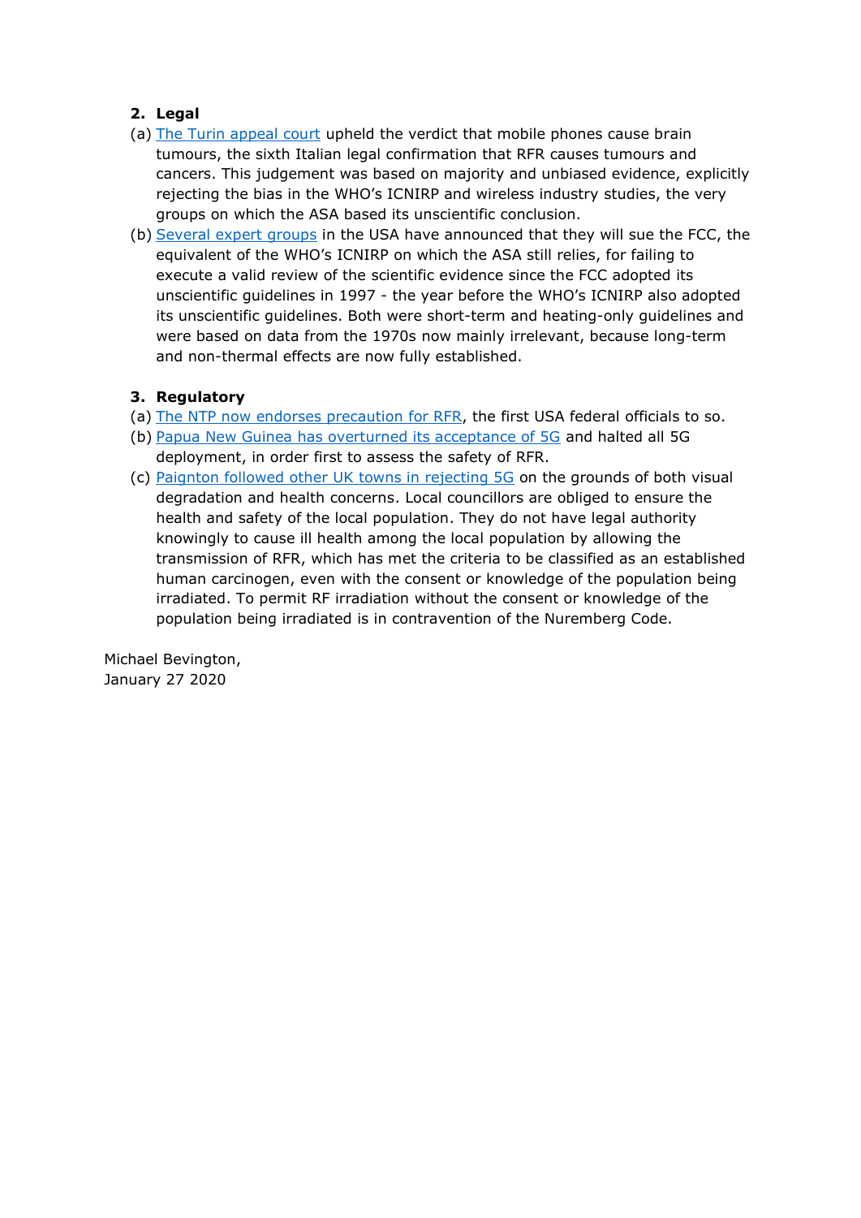**2. Legal**

(a) The Turin appeal court upheld the verdict that mobile phones cause brain tumours, the sixth Italian legal confirmation that RFR causes tumours and cancers. This judgement was based on majority and unbiased evidence, explicitly rejecting the bias in the WHO's ICNIRP and wireless industry studies, the very groups on which the ASA based its unscientific conclusion.

(b) Several expert groups in the USA have announced that they will sue the FCC, the equivalent of the WHO's ICNIRP on which the ASA still relies, for failing to execute a valid review of the scientific evidence since the FCC adopted its unscientific guidelines in 1997 - the year before the WHO's ICNIRP also adopted its unscientific guidelines. Both were short-term and heating-only guidelines and were based on data from the 1970s now mainly irrelevant, because long-term and non-thermal effects are now fully established.

**3. Regulatory**

(a) The NTP now endorses precaution for RFR, the first USA federal officials to so.

(b) Papua New Guinea has overturned its acceptance of 5G and halted all 5G deployment, in order first to assess the safety of RFR.

(c) Paignton followed other UK towns in rejecting 5G on the grounds of both visual degradation and health concerns. Local councillors are obliged to ensure the health and safety of the local population. They do not have legal authority knowingly to cause ill health among the local population by allowing the transmission of RFR, which has met the criteria to be classified as an established human carcinogen, even with the consent or knowledge of the population being irradiated. To permit RF irradiation without the consent or knowledge of the population being irradiated is in contravention of the Nuremberg Code.

Michael Bevington,
January 27 2020